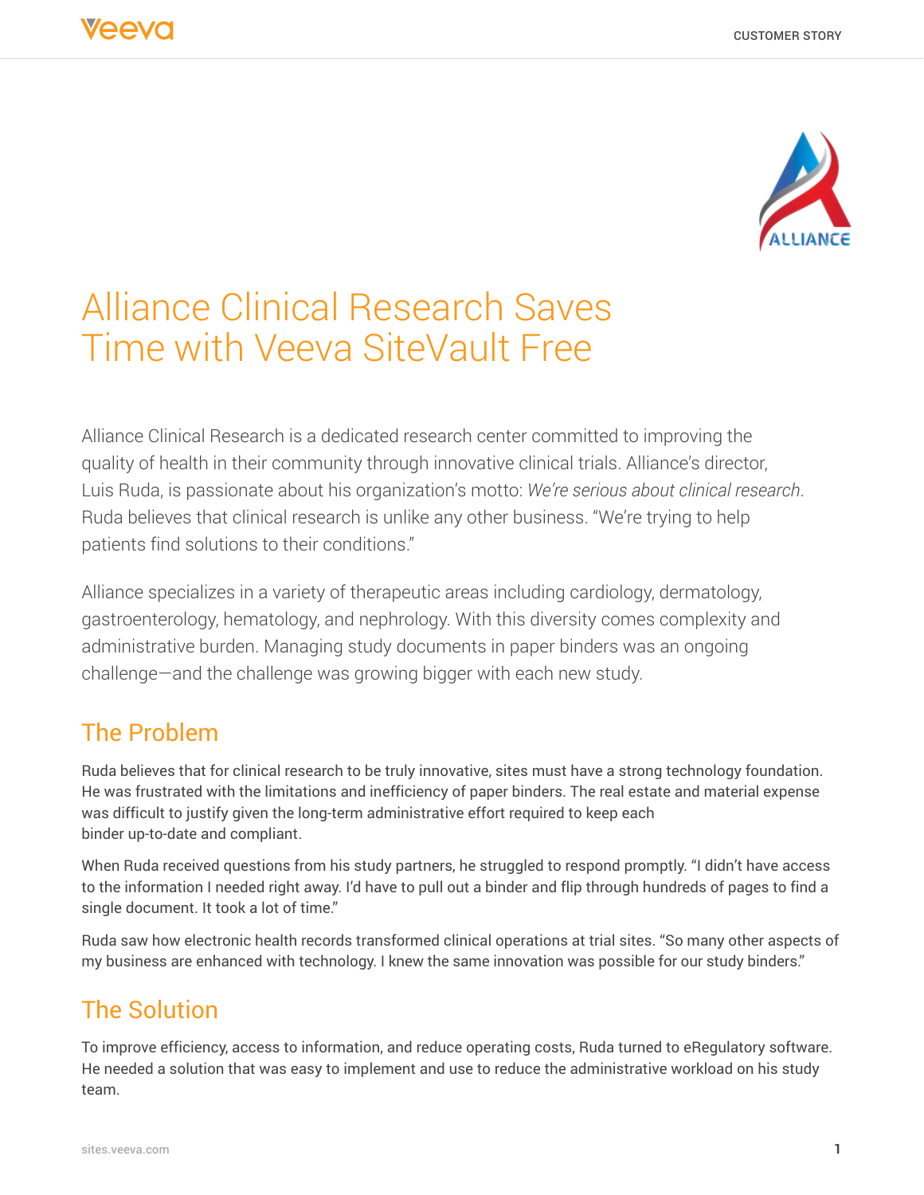# Alliance Clinical Research Saves Time with Veeva SiteVault Free

Alliance Clinical Research is a dedicated research center committed to improving the quality of health in their community through innovative clinical trials. Alliance's director, Luis Ruda, is passionate about his organization's motto: *We're serious about clinical research*. Ruda believes that clinical research is unlike any other business. "We're trying to help patients find solutions to their conditions."

Alliance specializes in a variety of therapeutic areas including cardiology, dermatology, gastroenterology, hematology, and nephrology. With this diversity comes complexity and administrative burden. Managing study documents in paper binders was an ongoing challenge—and the challenge was growing bigger with each new study.

## The Problem

Ruda believes that for clinical research to be truly innovative, sites must have a strong technology foundation. He was frustrated with the limitations and inefficiency of paper binders. The real estate and material expense was difficult to justify given the long-term administrative effort required to keep each binder up-to-date and compliant.

When Ruda received questions from his study partners, he struggled to respond promptly. "I didn't have access to the information I needed right away. I'd have to pull out a binder and flip through hundreds of pages to find a single document. It took a lot of time."

Ruda saw how electronic health records transformed clinical operations at trial sites. "So many other aspects of my business are enhanced with technology. I knew the same innovation was possible for our study binders."

## The Solution

To improve efficiency, access to information, and reduce operating costs, Ruda turned to eRegulatory software. He needed a solution that was easy to implement and use to reduce the administrative workload on his study team.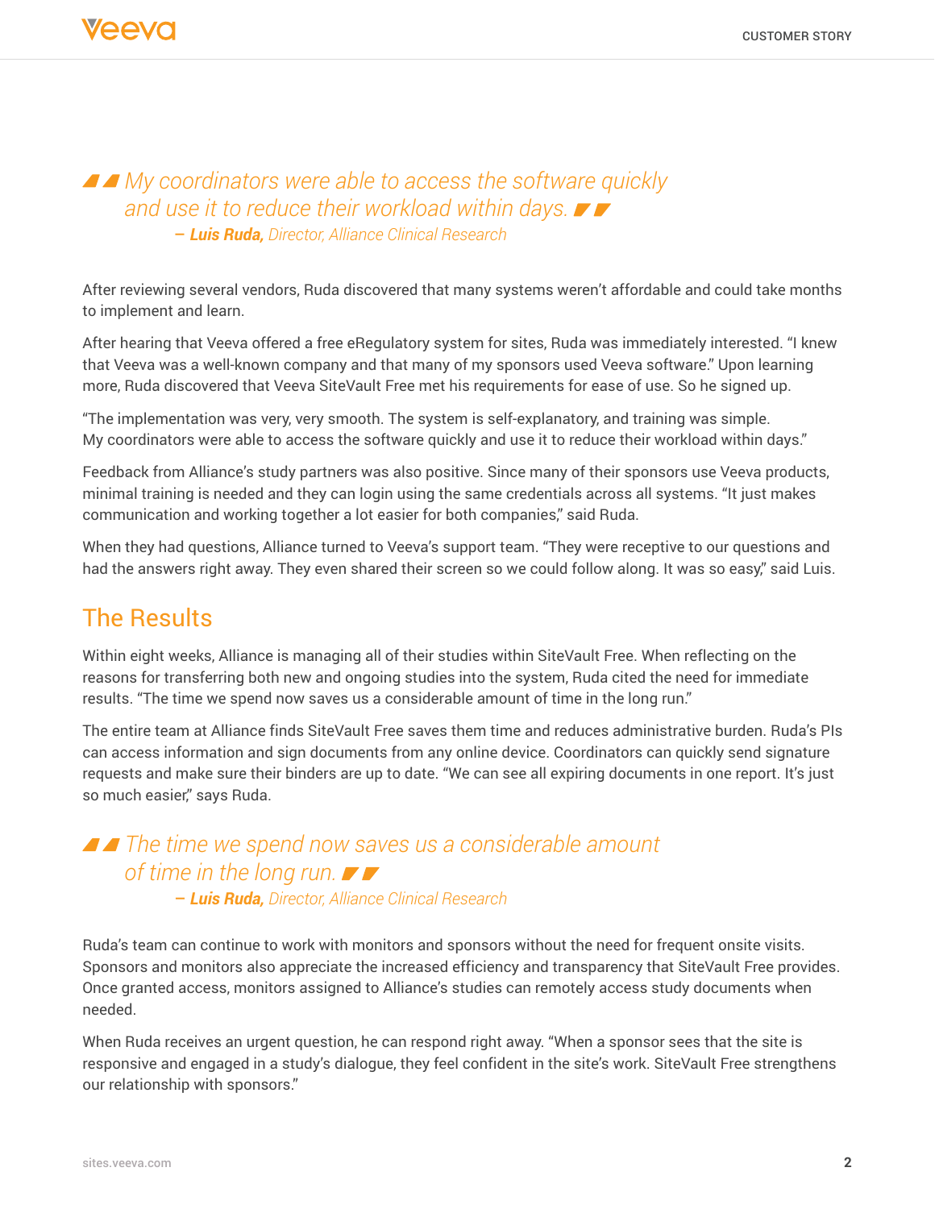> *My coordinators were able to access the software quickly and use it to reduce their workload within days.*
>
> *– **Luis Ruda,** Director, Alliance Clinical Research*

After reviewing several vendors, Ruda discovered that many systems weren't affordable and could take months to implement and learn.

After hearing that Veeva offered a free eRegulatory system for sites, Ruda was immediately interested. "I knew that Veeva was a well-known company and that many of my sponsors used Veeva software." Upon learning more, Ruda discovered that Veeva SiteVault Free met his requirements for ease of use. So he signed up.

"The implementation was very, very smooth. The system is self-explanatory, and training was simple. My coordinators were able to access the software quickly and use it to reduce their workload within days."

Feedback from Alliance's study partners was also positive. Since many of their sponsors use Veeva products, minimal training is needed and they can login using the same credentials across all systems. "It just makes communication and working together a lot easier for both companies," said Ruda.

When they had questions, Alliance turned to Veeva's support team. "They were receptive to our questions and had the answers right away. They even shared their screen so we could follow along. It was so easy," said Luis.

## The Results

Within eight weeks, Alliance is managing all of their studies within SiteVault Free. When reflecting on the reasons for transferring both new and ongoing studies into the system, Ruda cited the need for immediate results. "The time we spend now saves us a considerable amount of time in the long run."

The entire team at Alliance finds SiteVault Free saves them time and reduces administrative burden. Ruda's PIs can access information and sign documents from any online device. Coordinators can quickly send signature requests and make sure their binders are up to date. "We can see all expiring documents in one report. It's just so much easier," says Ruda.

> *The time we spend now saves us a considerable amount of time in the long run.*
>
> *– **Luis Ruda,** Director, Alliance Clinical Research*

Ruda's team can continue to work with monitors and sponsors without the need for frequent onsite visits. Sponsors and monitors also appreciate the increased efficiency and transparency that SiteVault Free provides. Once granted access, monitors assigned to Alliance's studies can remotely access study documents when needed.

When Ruda receives an urgent question, he can respond right away. "When a sponsor sees that the site is responsive and engaged in a study's dialogue, they feel confident in the site's work. SiteVault Free strengthens our relationship with sponsors."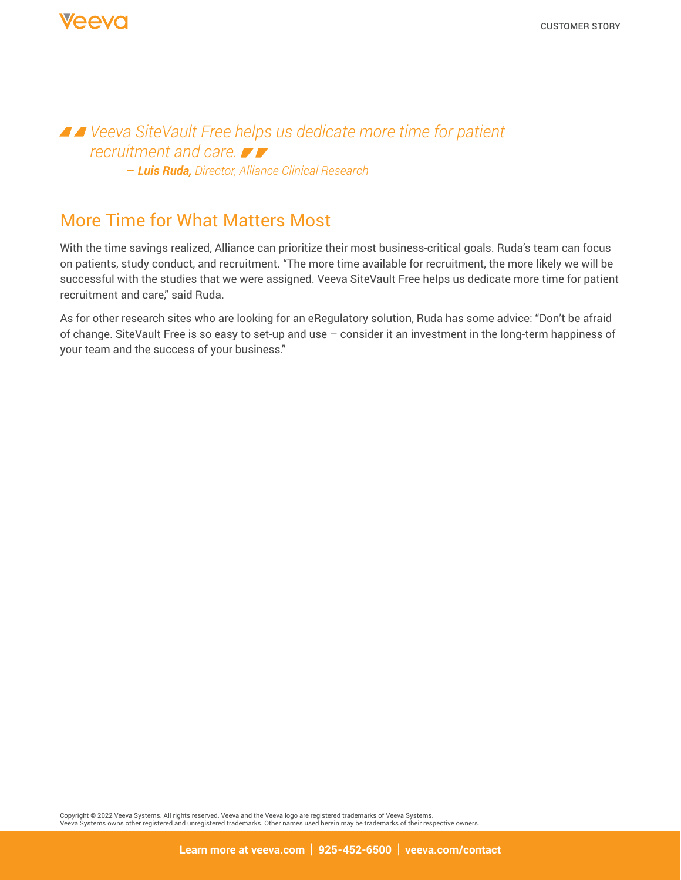*Veeva SiteVault Free helps us dedicate more time for patient recruitment and care.*

*– **Luis Ruda,** Director, Alliance Clinical Research*

## More Time for What Matters Most

With the time savings realized, Alliance can prioritize their most business-critical goals. Ruda's team can focus on patients, study conduct, and recruitment. "The more time available for recruitment, the more likely we will be successful with the studies that we were assigned. Veeva SiteVault Free helps us dedicate more time for patient recruitment and care," said Ruda.

As for other research sites who are looking for an eRegulatory solution, Ruda has some advice: "Don't be afraid of change. SiteVault Free is so easy to set-up and use – consider it an investment in the long-term happiness of your team and the success of your business."

Copyright © 2022 Veeva Systems. All rights reserved. Veeva and the Veeva logo are registered trademarks of Veeva Systems.
Veeva Systems owns other registered and unregistered trademarks. Other names used herein may be trademarks of their respective owners.

**Learn more at veeva.com | 925-452-6500 | veeva.com/contact**